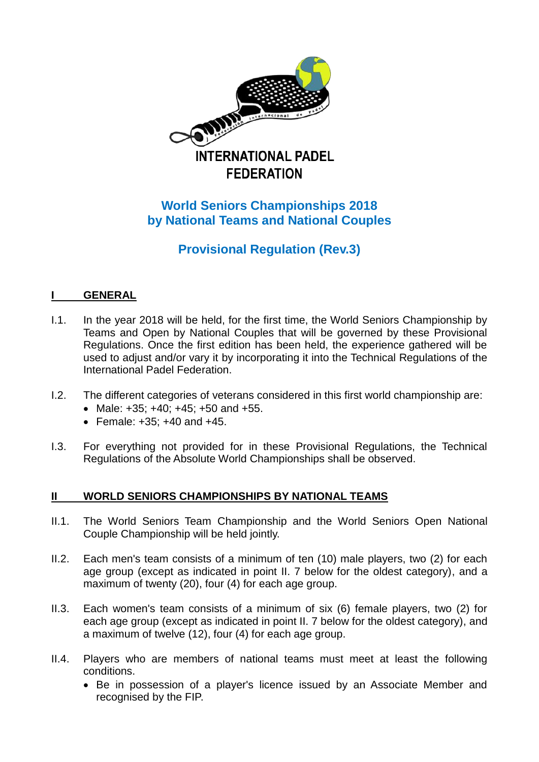INTERNATIONAL PADEL FEDERATION

# World Seniors Championships 2018 by National Teams and National Couples

## Provisional Regulation (Rev.3)

## I GENERAL

I.1. In the year 2018 will be held, for the first time, the World Seniors Championship by Teams and Open by National Couples that will be governed by these Provisional Regulations. Once the first edition has been held, the experience gathered will be used to adjust and/or vary it by incorporating it into the Technical Regulations of the International Padel Federation.

I.2. The different categories of veterans considered in this first world championship are:

- Male: +35; +40; +45; +50 and +55.
- Female: +35; +40 and +45.

I.3. For everything not provided for in these Provisional Regulations, the Technical Regulations of the Absolute World Championships shall be observed.

## II WORLD SENIORS CHAMPIONSHIPS BY NATIONAL TEAMS

II.1. The World Seniors Team Championship and the World Seniors Open National Couple Championship will be held jointly.

II.2. Each men's team consists of a minimum of ten (10) male players, two (2) for each age group (except as indicated in point II. 7 below for the oldest category), and a maximum of twenty (20), four (4) for each age group.

II.3. Each women's team consists of a minimum of six (6) female players, two (2) for each age group (except as indicated in point II. 7 below for the oldest category), and a maximum of twelve (12), four (4) for each age group.

II.4. Players who are members of national teams must meet at least the following conditions.

- Be in possession of a player's licence issued by an Associate Member and recognised by the FIP.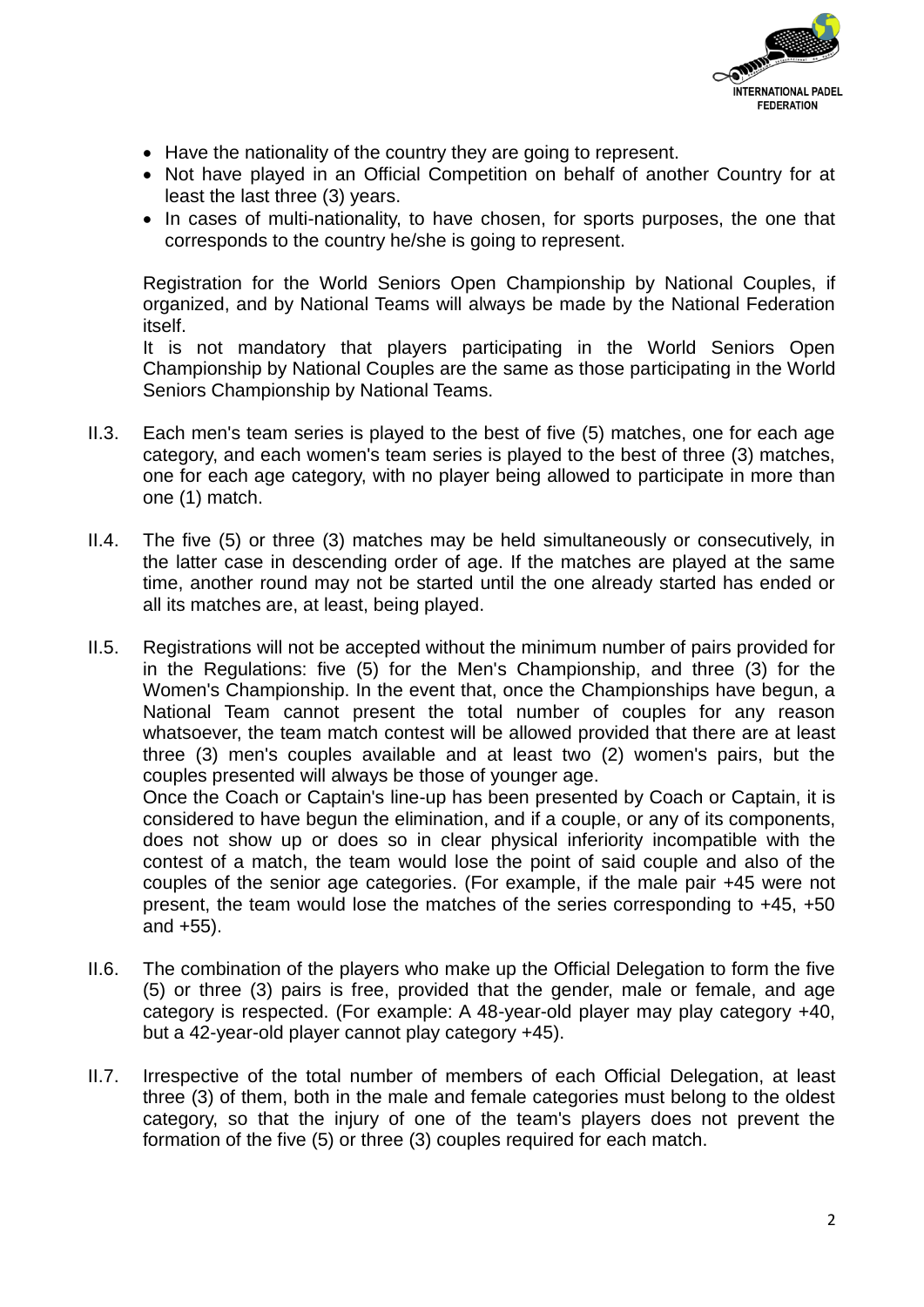- Have the nationality of the country they are going to represent.
- Not have played in an Official Competition on behalf of another Country for at least the last three (3) years.
- In cases of multi-nationality, to have chosen, for sports purposes, the one that corresponds to the country he/she is going to represent.

Registration for the World Seniors Open Championship by National Couples, if organized, and by National Teams will always be made by the National Federation itself.
It is not mandatory that players participating in the World Seniors Open Championship by National Couples are the same as those participating in the World Seniors Championship by National Teams.

II.3. Each men's team series is played to the best of five (5) matches, one for each age category, and each women's team series is played to the best of three (3) matches, one for each age category, with no player being allowed to participate in more than one (1) match.

II.4. The five (5) or three (3) matches may be held simultaneously or consecutively, in the latter case in descending order of age. If the matches are played at the same time, another round may not be started until the one already started has ended or all its matches are, at least, being played.

II.5. Registrations will not be accepted without the minimum number of pairs provided for in the Regulations: five (5) for the Men's Championship, and three (3) for the Women's Championship. In the event that, once the Championships have begun, a National Team cannot present the total number of couples for any reason whatsoever, the team match contest will be allowed provided that there are at least three (3) men's couples available and at least two (2) women's pairs, but the couples presented will always be those of younger age.
Once the Coach or Captain's line-up has been presented by Coach or Captain, it is considered to have begun the elimination, and if a couple, or any of its components, does not show up or does so in clear physical inferiority incompatible with the contest of a match, the team would lose the point of said couple and also of the couples of the senior age categories. (For example, if the male pair +45 were not present, the team would lose the matches of the series corresponding to +45, +50 and +55).

II.6. The combination of the players who make up the Official Delegation to form the five (5) or three (3) pairs is free, provided that the gender, male or female, and age category is respected. (For example: A 48-year-old player may play category +40, but a 42-year-old player cannot play category +45).

II.7. Irrespective of the total number of members of each Official Delegation, at least three (3) of them, both in the male and female categories must belong to the oldest category, so that the injury of one of the team's players does not prevent the formation of the five (5) or three (3) couples required for each match.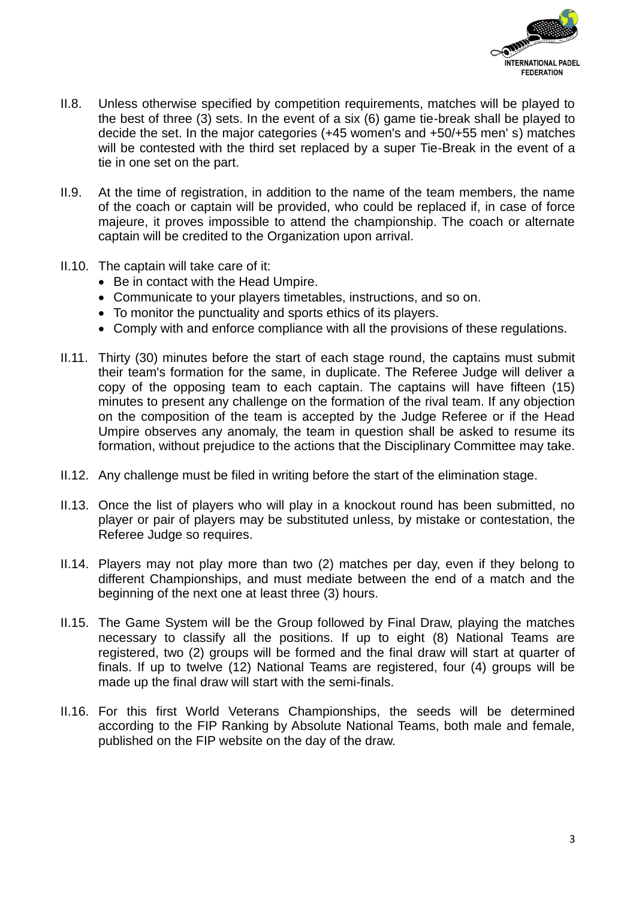II.8. Unless otherwise specified by competition requirements, matches will be played to the best of three (3) sets. In the event of a six (6) game tie-break shall be played to decide the set. In the major categories (+45 women's and +50/+55 men' s) matches will be contested with the third set replaced by a super Tie-Break in the event of a tie in one set on the part.

II.9. At the time of registration, in addition to the name of the team members, the name of the coach or captain will be provided, who could be replaced if, in case of force majeure, it proves impossible to attend the championship. The coach or alternate captain will be credited to the Organization upon arrival.

II.10. The captain will take care of it:

- Be in contact with the Head Umpire.
- Communicate to your players timetables, instructions, and so on.
- To monitor the punctuality and sports ethics of its players.
- Comply with and enforce compliance with all the provisions of these regulations.

II.11. Thirty (30) minutes before the start of each stage round, the captains must submit their team's formation for the same, in duplicate. The Referee Judge will deliver a copy of the opposing team to each captain. The captains will have fifteen (15) minutes to present any challenge on the formation of the rival team. If any objection on the composition of the team is accepted by the Judge Referee or if the Head Umpire observes any anomaly, the team in question shall be asked to resume its formation, without prejudice to the actions that the Disciplinary Committee may take.

II.12. Any challenge must be filed in writing before the start of the elimination stage.

II.13. Once the list of players who will play in a knockout round has been submitted, no player or pair of players may be substituted unless, by mistake or contestation, the Referee Judge so requires.

II.14. Players may not play more than two (2) matches per day, even if they belong to different Championships, and must mediate between the end of a match and the beginning of the next one at least three (3) hours.

II.15. The Game System will be the Group followed by Final Draw, playing the matches necessary to classify all the positions. If up to eight (8) National Teams are registered, two (2) groups will be formed and the final draw will start at quarter of finals. If up to twelve (12) National Teams are registered, four (4) groups will be made up the final draw will start with the semi-finals.

II.16. For this first World Veterans Championships, the seeds will be determined according to the FIP Ranking by Absolute National Teams, both male and female, published on the FIP website on the day of the draw.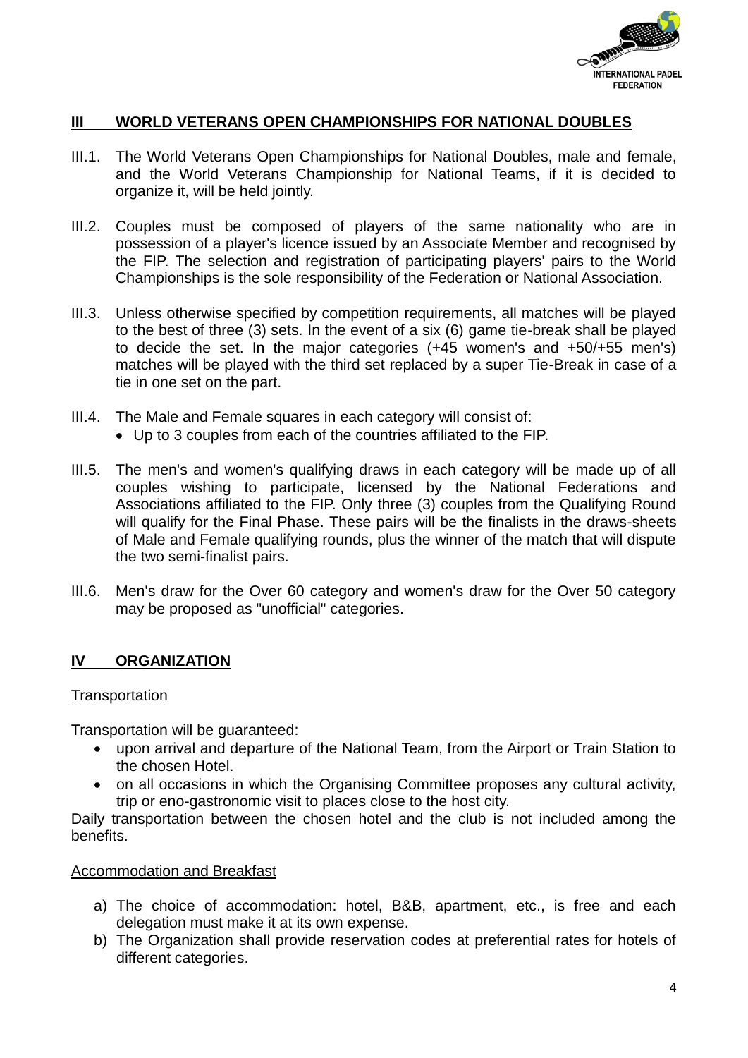## III WORLD VETERANS OPEN CHAMPIONSHIPS FOR NATIONAL DOUBLES

III.1. The World Veterans Open Championships for National Doubles, male and female, and the World Veterans Championship for National Teams, if it is decided to organize it, will be held jointly.

III.2. Couples must be composed of players of the same nationality who are in possession of a player's licence issued by an Associate Member and recognised by the FIP. The selection and registration of participating players' pairs to the World Championships is the sole responsibility of the Federation or National Association.

III.3. Unless otherwise specified by competition requirements, all matches will be played to the best of three (3) sets. In the event of a six (6) game tie-break shall be played to decide the set. In the major categories (+45 women's and +50/+55 men's) matches will be played with the third set replaced by a super Tie-Break in case of a tie in one set on the part.

III.4. The Male and Female squares in each category will consist of:

- Up to 3 couples from each of the countries affiliated to the FIP.

III.5. The men's and women's qualifying draws in each category will be made up of all couples wishing to participate, licensed by the National Federations and Associations affiliated to the FIP. Only three (3) couples from the Qualifying Round will qualify for the Final Phase. These pairs will be the finalists in the draws-sheets of Male and Female qualifying rounds, plus the winner of the match that will dispute the two semi-finalist pairs.

III.6. Men's draw for the Over 60 category and women's draw for the Over 50 category may be proposed as "unofficial" categories.

## IV ORGANIZATION

Transportation

Transportation will be guaranteed:

- upon arrival and departure of the National Team, from the Airport or Train Station to the chosen Hotel.
- on all occasions in which the Organising Committee proposes any cultural activity, trip or eno-gastronomic visit to places close to the host city.

Daily transportation between the chosen hotel and the club is not included among the benefits.

Accommodation and Breakfast

a) The choice of accommodation: hotel, B&B, apartment, etc., is free and each delegation must make it at its own expense.
b) The Organization shall provide reservation codes at preferential rates for hotels of different categories.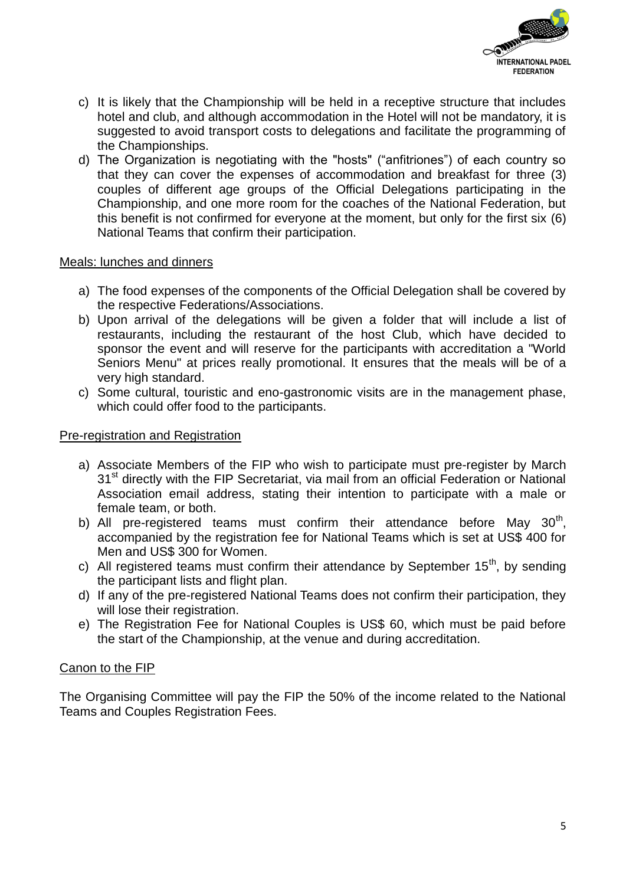c) It is likely that the Championship will be held in a receptive structure that includes hotel and club, and although accommodation in the Hotel will not be mandatory, it is suggested to avoid transport costs to delegations and facilitate the programming of the Championships.

d) The Organization is negotiating with the "hosts" ("anfitriones") of each country so that they can cover the expenses of accommodation and breakfast for three (3) couples of different age groups of the Official Delegations participating in the Championship, and one more room for the coaches of the National Federation, but this benefit is not confirmed for everyone at the moment, but only for the first six (6) National Teams that confirm their participation.

Meals: lunches and dinners

a) The food expenses of the components of the Official Delegation shall be covered by the respective Federations/Associations.

b) Upon arrival of the delegations will be given a folder that will include a list of restaurants, including the restaurant of the host Club, which have decided to sponsor the event and will reserve for the participants with accreditation a "World Seniors Menu" at prices really promotional. It ensures that the meals will be of a very high standard.

c) Some cultural, touristic and eno-gastronomic visits are in the management phase, which could offer food to the participants.

Pre-registration and Registration

a) Associate Members of the FIP who wish to participate must pre-register by March 31st directly with the FIP Secretariat, via mail from an official Federation or National Association email address, stating their intention to participate with a male or female team, or both.

b) All pre-registered teams must confirm their attendance before May 30th, accompanied by the registration fee for National Teams which is set at US$ 400 for Men and US$ 300 for Women.

c) All registered teams must confirm their attendance by September 15th, by sending the participant lists and flight plan.

d) If any of the pre-registered National Teams does not confirm their participation, they will lose their registration.

e) The Registration Fee for National Couples is US$ 60, which must be paid before the start of the Championship, at the venue and during accreditation.

Canon to the FIP

The Organising Committee will pay the FIP the 50% of the income related to the National Teams and Couples Registration Fees.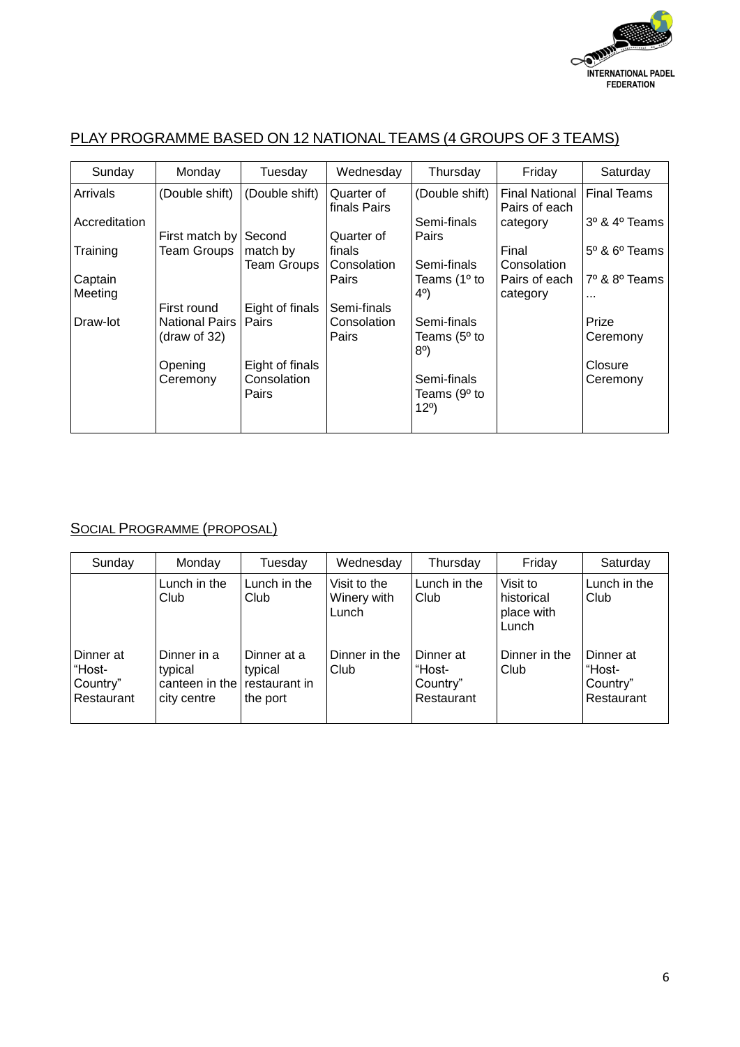PLAY PROGRAMME BASED ON 12 NATIONAL TEAMS (4 GROUPS OF 3 TEAMS)

| Sunday | Monday | Tuesday | Wednesday | Thursday | Friday | Saturday |
|---|---|---|---|---|---|---|
| Arrivals<br><br>Accreditation<br><br>Training<br><br>Captain Meeting<br><br>Draw-lot | (Double shift)<br><br>First match by Team Groups<br><br>First round National Pairs (draw of 32)<br><br>Opening Ceremony | (Double shift)<br><br>Second match by Team Groups<br><br>Eight of finals Pairs<br><br>Eight of finals Consolation Pairs | Quarter of finals Pairs<br><br>Quarter of finals Consolation Pairs<br><br>Semi-finals Consolation Pairs | (Double shift)<br><br>Semi-finals Pairs<br><br>Semi-finals Teams (1º to 4º)<br><br>Semi-finals Teams (5º to 8º)<br><br>Semi-finals Teams (9º to 12º) | Final National Pairs of each category<br><br>Final Consolation Pairs of each category | Final Teams<br><br>3º & 4º Teams<br><br>5º & 6º Teams<br><br>7º & 8º Teams<br><br>...<br><br>Prize Ceremony<br><br>Closure Ceremony |

SOCIAL PROGRAMME (PROPOSAL)

| Sunday | Monday | Tuesday | Wednesday | Thursday | Friday | Saturday |
|---|---|---|---|---|---|---|
| | Lunch in the Club | Lunch in the Club | Visit to the Winery with Lunch | Lunch in the Club | Visit to historical place with Lunch | Lunch in the Club |
| Dinner at "Host-Country" Restaurant | Dinner in a typical canteen in the city centre | Dinner at a typical restaurant in the port | Dinner in the Club | Dinner at "Host-Country" Restaurant | Dinner in the Club | Dinner at "Host-Country" Restaurant |